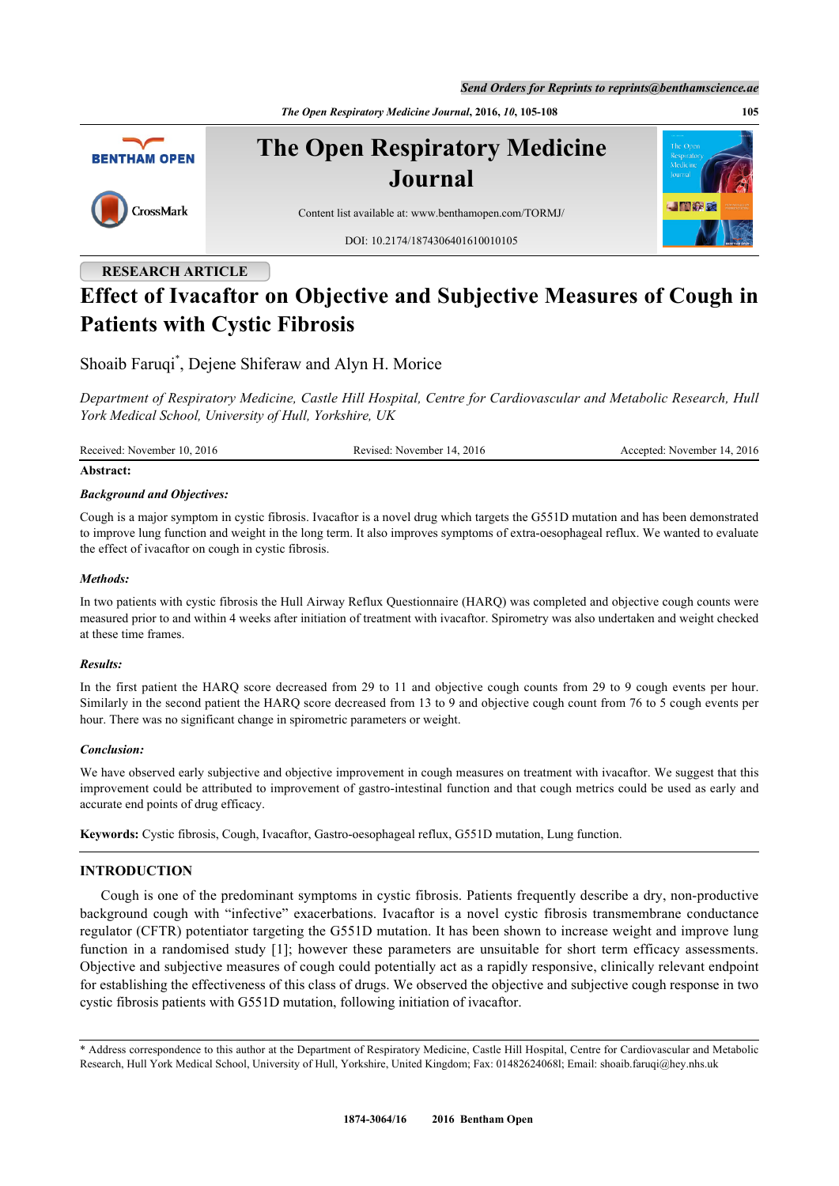RESEARCH ARTICLE

# Effect of Ivacaftor on Objective and Subjective Measures of Cough in Patients with Cystic Fibrosis

Shoaib Faruqi*, Dejene Shiferaw and Alyn H. Morice

*Department of Respiratory Medicine, Castle Hill Hospital, Centre for Cardiovascular and Metabolic Research, Hull York Medical School, University of Hull, Yorkshire, UK*

Received: November 10, 2016 Revised: November 14, 2016 Accepted: November 14, 2016

**Abstract:**

***Background and Objectives:***

Cough is a major symptom in cystic fibrosis. Ivacaftor is a novel drug which targets the G551D mutation and has been demonstrated to improve lung function and weight in the long term. It also improves symptoms of extra-oesophageal reflux. We wanted to evaluate the effect of ivacaftor on cough in cystic fibrosis.

***Methods:***

In two patients with cystic fibrosis the Hull Airway Reflux Questionnaire (HARQ) was completed and objective cough counts were measured prior to and within 4 weeks after initiation of treatment with ivacaftor. Spirometry was also undertaken and weight checked at these time frames.

***Results:***

In the first patient the HARQ score decreased from 29 to 11 and objective cough counts from 29 to 9 cough events per hour. Similarly in the second patient the HARQ score decreased from 13 to 9 and objective cough count from 76 to 5 cough events per hour. There was no significant change in spirometric parameters or weight.

***Conclusion:***

We have observed early subjective and objective improvement in cough measures on treatment with ivacaftor. We suggest that this improvement could be attributed to improvement of gastro-intestinal function and that cough metrics could be used as early and accurate end points of drug efficacy.

**Keywords:** Cystic fibrosis, Cough, Ivacaftor, Gastro-oesophageal reflux, G551D mutation, Lung function.

## INTRODUCTION

Cough is one of the predominant symptoms in cystic fibrosis. Patients frequently describe a dry, non-productive background cough with "infective" exacerbations. Ivacaftor is a novel cystic fibrosis transmembrane conductance regulator (CFTR) potentiator targeting the G551D mutation. It has been shown to increase weight and improve lung function in a randomised study [1]; however these parameters are unsuitable for short term efficacy assessments. Objective and subjective measures of cough could potentially act as a rapidly responsive, clinically relevant endpoint for establishing the effectiveness of this class of drugs. We observed the objective and subjective cough response in two cystic fibrosis patients with G551D mutation, following initiation of ivacaftor.

\* Address correspondence to this author at the Department of Respiratory Medicine, Castle Hill Hospital, Centre for Cardiovascular and Metabolic Research, Hull York Medical School, University of Hull, Yorkshire, United Kingdom; Fax: 01482624068l; Email: shoaib.faruqi@hey.nhs.uk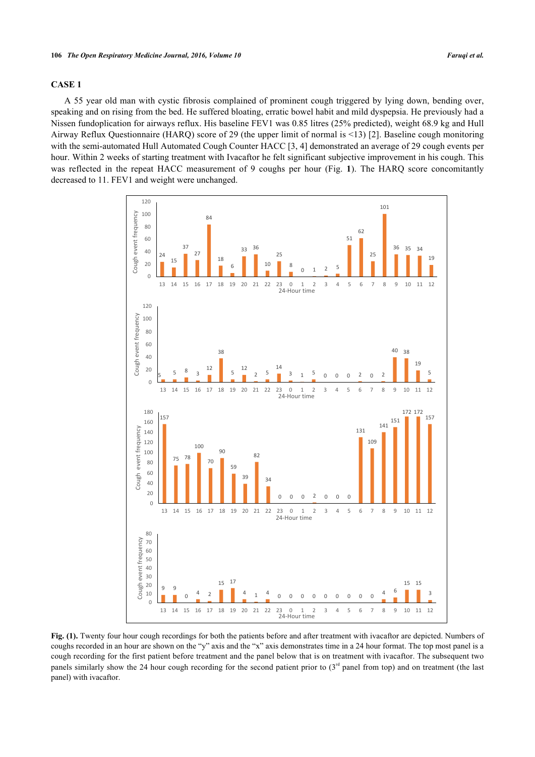## CASE 1

A 55 year old man with cystic fibrosis complained of prominent cough triggered by lying down, bending over, speaking and on rising from the bed. He suffered bloating, erratic bowel habit and mild dyspepsia. He previously had a Nissen fundoplication for airways reflux. His baseline FEV1 was 0.85 litres (25% predicted), weight 68.9 kg and Hull Airway Reflux Questionnaire (HARQ) score of 29 (the upper limit of normal is <13) [2]. Baseline cough monitoring with the semi-automated Hull Automated Cough Counter HACC [3, 4] demonstrated an average of 29 cough events per hour. Within 2 weeks of starting treatment with Ivacaftor he felt significant subjective improvement in his cough. This was reflected in the repeat HACC measurement of 9 coughs per hour (Fig. **1**). The HARQ score concomitantly decreased to 11. FEV1 and weight were unchanged.

**Fig. (1).** Twenty four hour cough recordings for both the patients before and after treatment with ivacaftor are depicted. Numbers of coughs recorded in an hour are shown on the "y" axis and the "x" axis demonstrates time in a 24 hour format. The top most panel is a cough recording for the first patient before treatment and the panel below that is on treatment with ivacaftor. The subsequent two panels similarly show the 24 hour cough recording for the second patient prior to (3rd panel from top) and on treatment (the last panel) with ivacaftor.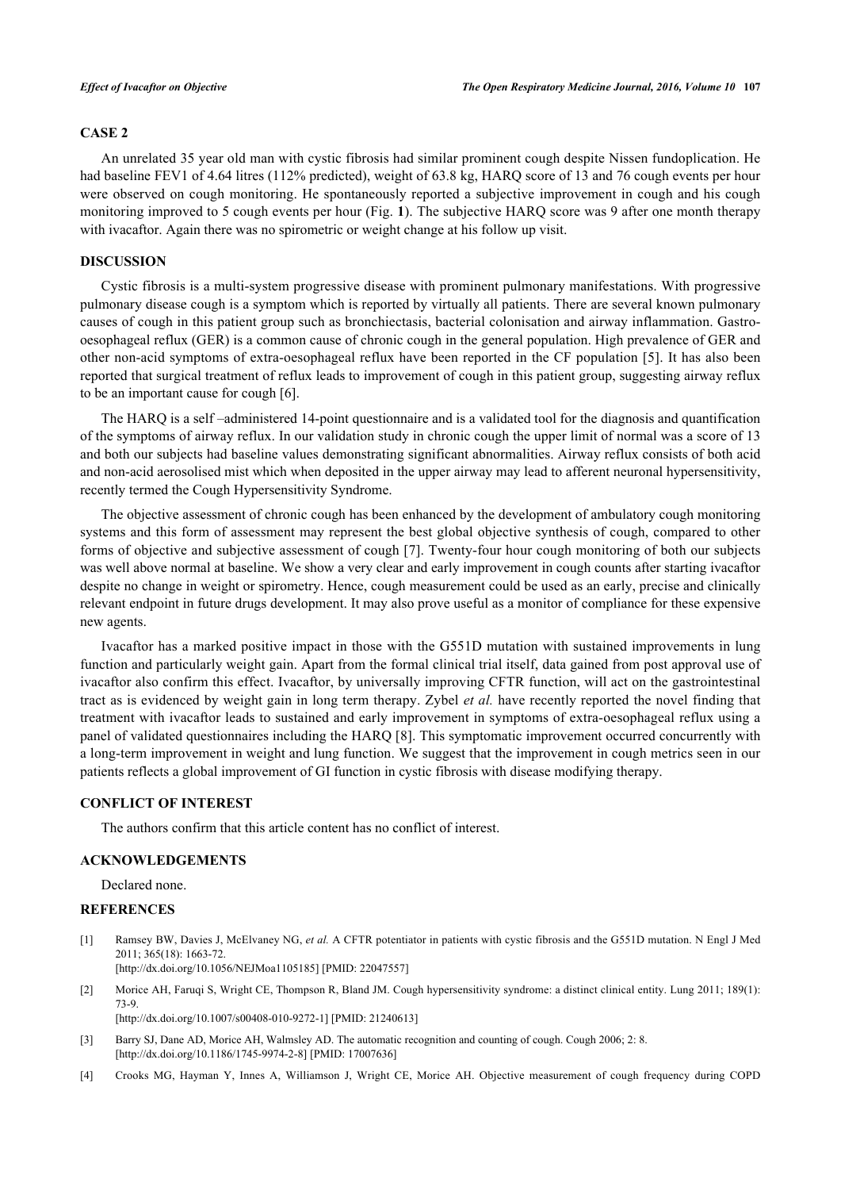## CASE 2

An unrelated 35 year old man with cystic fibrosis had similar prominent cough despite Nissen fundoplication. He had baseline FEV1 of 4.64 litres (112% predicted), weight of 63.8 kg, HARQ score of 13 and 76 cough events per hour were observed on cough monitoring. He spontaneously reported a subjective improvement in cough and his cough monitoring improved to 5 cough events per hour (Fig. **1**). The subjective HARQ score was 9 after one month therapy with ivacaftor. Again there was no spirometric or weight change at his follow up visit.

## DISCUSSION

Cystic fibrosis is a multi-system progressive disease with prominent pulmonary manifestations. With progressive pulmonary disease cough is a symptom which is reported by virtually all patients. There are several known pulmonary causes of cough in this patient group such as bronchiectasis, bacterial colonisation and airway inflammation. Gastro-oesophageal reflux (GER) is a common cause of chronic cough in the general population. High prevalence of GER and other non-acid symptoms of extra-oesophageal reflux have been reported in the CF population [5]. It has also been reported that surgical treatment of reflux leads to improvement of cough in this patient group, suggesting airway reflux to be an important cause for cough [6].

The HARQ is a self –administered 14-point questionnaire and is a validated tool for the diagnosis and quantification of the symptoms of airway reflux. In our validation study in chronic cough the upper limit of normal was a score of 13 and both our subjects had baseline values demonstrating significant abnormalities. Airway reflux consists of both acid and non-acid aerosolised mist which when deposited in the upper airway may lead to afferent neuronal hypersensitivity, recently termed the Cough Hypersensitivity Syndrome.

The objective assessment of chronic cough has been enhanced by the development of ambulatory cough monitoring systems and this form of assessment may represent the best global objective synthesis of cough, compared to other forms of objective and subjective assessment of cough [7]. Twenty-four hour cough monitoring of both our subjects was well above normal at baseline. We show a very clear and early improvement in cough counts after starting ivacaftor despite no change in weight or spirometry. Hence, cough measurement could be used as an early, precise and clinically relevant endpoint in future drugs development. It may also prove useful as a monitor of compliance for these expensive new agents.

Ivacaftor has a marked positive impact in those with the G551D mutation with sustained improvements in lung function and particularly weight gain. Apart from the formal clinical trial itself, data gained from post approval use of ivacaftor also confirm this effect. Ivacaftor, by universally improving CFTR function, will act on the gastrointestinal tract as is evidenced by weight gain in long term therapy. Zybel *et al.* have recently reported the novel finding that treatment with ivacaftor leads to sustained and early improvement in symptoms of extra-oesophageal reflux using a panel of validated questionnaires including the HARQ [8]. This symptomatic improvement occurred concurrently with a long-term improvement in weight and lung function. We suggest that the improvement in cough metrics seen in our patients reflects a global improvement of GI function in cystic fibrosis with disease modifying therapy.

## CONFLICT OF INTEREST

The authors confirm that this article content has no conflict of interest.

## ACKNOWLEDGEMENTS

Declared none.

## REFERENCES

[1] Ramsey BW, Davies J, McElvaney NG, *et al.* A CFTR potentiator in patients with cystic fibrosis and the G551D mutation. N Engl J Med 2011; 365(18): 1663-72.
[http://dx.doi.org/10.1056/NEJMoa1105185] [PMID: 22047557]

[2] Morice AH, Faruqi S, Wright CE, Thompson R, Bland JM. Cough hypersensitivity syndrome: a distinct clinical entity. Lung 2011; 189(1): 73-9.
[http://dx.doi.org/10.1007/s00408-010-9272-1] [PMID: 21240613]

[3] Barry SJ, Dane AD, Morice AH, Walmsley AD. The automatic recognition and counting of cough. Cough 2006; 2: 8.
[http://dx.doi.org/10.1186/1745-9974-2-8] [PMID: 17007636]

[4] Crooks MG, Hayman Y, Innes A, Williamson J, Wright CE, Morice AH. Objective measurement of cough frequency during COPD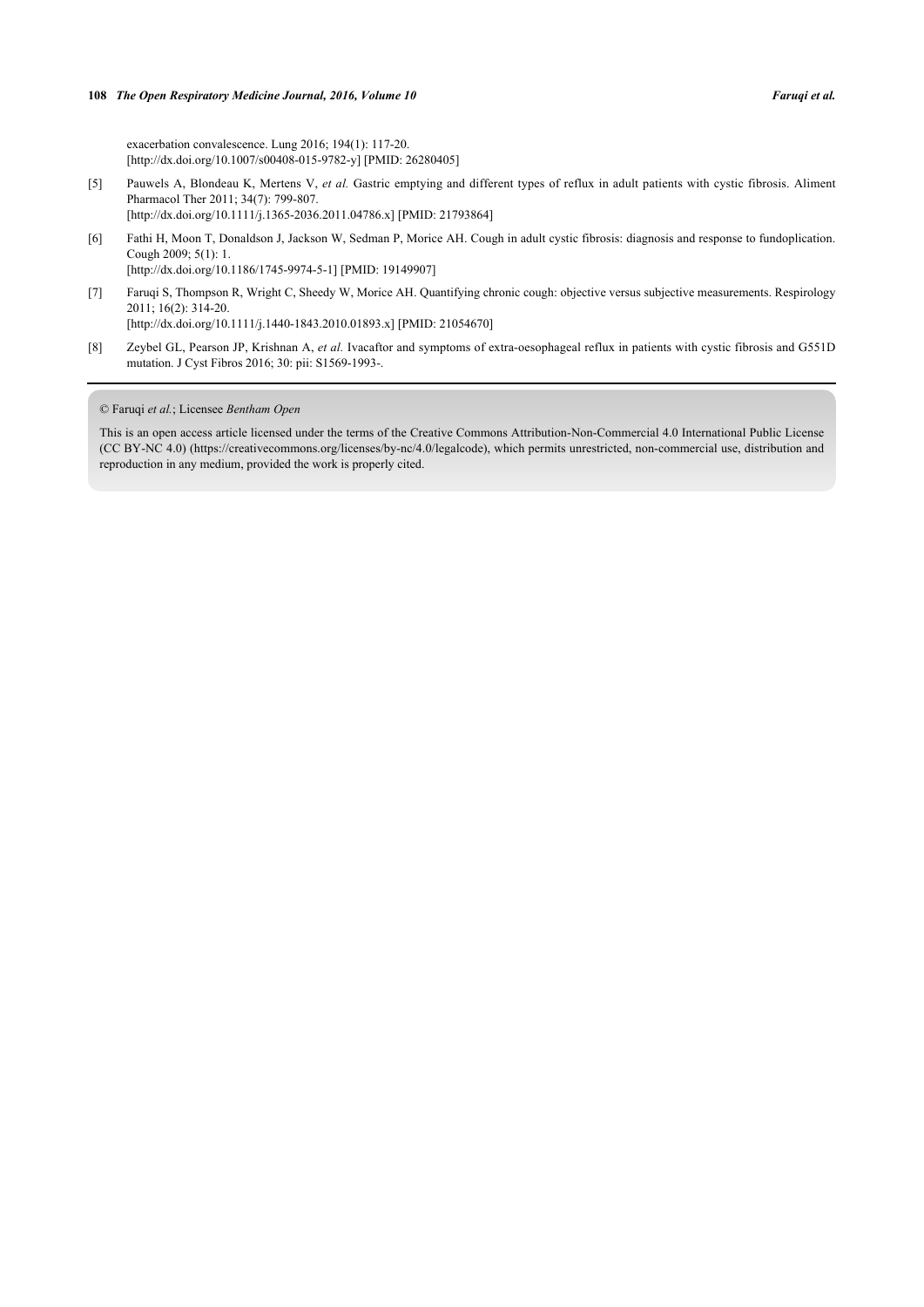exacerbation convalescence. Lung 2016; 194(1): 117-20.
[http://dx.doi.org/10.1007/s00408-015-9782-y] [PMID: 26280405]

[5] Pauwels A, Blondeau K, Mertens V, *et al.* Gastric emptying and different types of reflux in adult patients with cystic fibrosis. Aliment Pharmacol Ther 2011; 34(7): 799-807.
[http://dx.doi.org/10.1111/j.1365-2036.2011.04786.x] [PMID: 21793864]

[6] Fathi H, Moon T, Donaldson J, Jackson W, Sedman P, Morice AH. Cough in adult cystic fibrosis: diagnosis and response to fundoplication. Cough 2009; 5(1): 1.
[http://dx.doi.org/10.1186/1745-9974-5-1] [PMID: 19149907]

[7] Faruqi S, Thompson R, Wright C, Sheedy W, Morice AH. Quantifying chronic cough: objective versus subjective measurements. Respirology 2011; 16(2): 314-20.
[http://dx.doi.org/10.1111/j.1440-1843.2010.01893.x] [PMID: 21054670]

[8] Zeybel GL, Pearson JP, Krishnan A, *et al.* Ivacaftor and symptoms of extra-oesophageal reflux in patients with cystic fibrosis and G551D mutation. J Cyst Fibros 2016; 30: pii: S1569-1993-.

© Faruqi *et al.*; Licensee *Bentham Open*

This is an open access article licensed under the terms of the Creative Commons Attribution-Non-Commercial 4.0 International Public License (CC BY-NC 4.0) (https://creativecommons.org/licenses/by-nc/4.0/legalcode), which permits unrestricted, non-commercial use, distribution and reproduction in any medium, provided the work is properly cited.